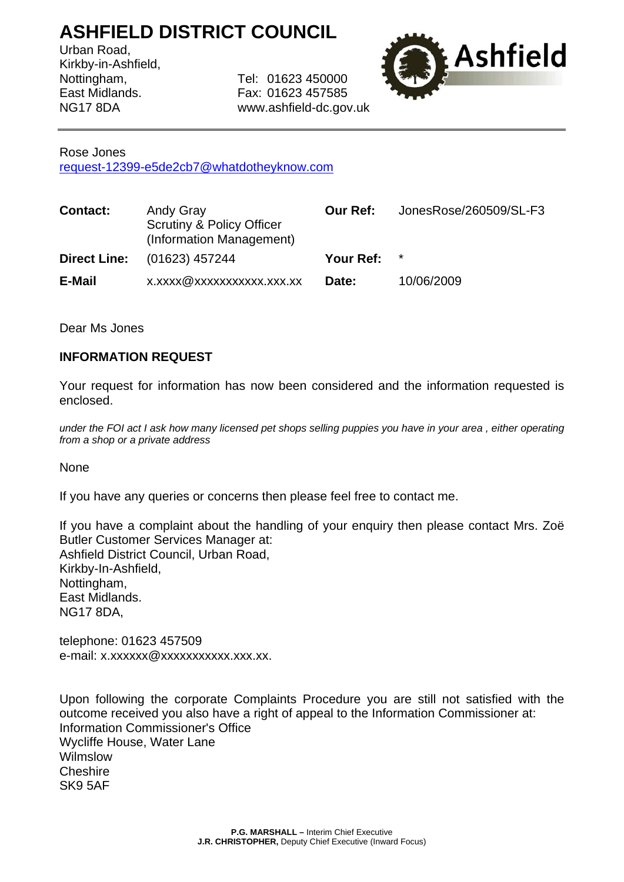# ASHFIELD DISTRICT COUNCIL

Urban Road,
Kirkby-in-Ashfield,
Nottingham,
East Midlands.
NG17 8DA

Tel: 01623 450000
Fax: 01623 457585
www.ashfield-dc.gov.uk

Rose Jones
request-12399-e5de2cb7@whatdotheyknow.com

| | | | |
|---|---|---|---|
| **Contact:** | Andy Gray<br>Scrutiny & Policy Officer<br>(Information Management) | **Our Ref:** | JonesRose/260509/SL-F3 |
| **Direct Line:** | (01623) 457244 | **Your Ref:** | * |
| **E-Mail** | x.xxxx@xxxxxxxxxxx.xxx.xx | **Date:** | 10/06/2009 |

Dear Ms Jones

**INFORMATION REQUEST**

Your request for information has now been considered and the information requested is enclosed.

*under the FOI act I ask how many licensed pet shops selling puppies you have in your area , either operating from a shop or a private address*

None

If you have any queries or concerns then please feel free to contact me.

If you have a complaint about the handling of your enquiry then please contact Mrs. Zoë Butler Customer Services Manager at:
Ashfield District Council, Urban Road,
Kirkby-In-Ashfield,
Nottingham,
East Midlands.
NG17 8DA,

telephone: 01623 457509
e-mail: x.xxxxxx@xxxxxxxxxxx.xxx.xx.

Upon following the corporate Complaints Procedure you are still not satisfied with the outcome received you also have a right of appeal to the Information Commissioner at:
Information Commissioner's Office
Wycliffe House, Water Lane
Wilmslow
Cheshire
SK9 5AF

**P.G. MARSHALL –** Interim Chief Executive
**J.R. CHRISTOPHER,** Deputy Chief Executive (Inward Focus)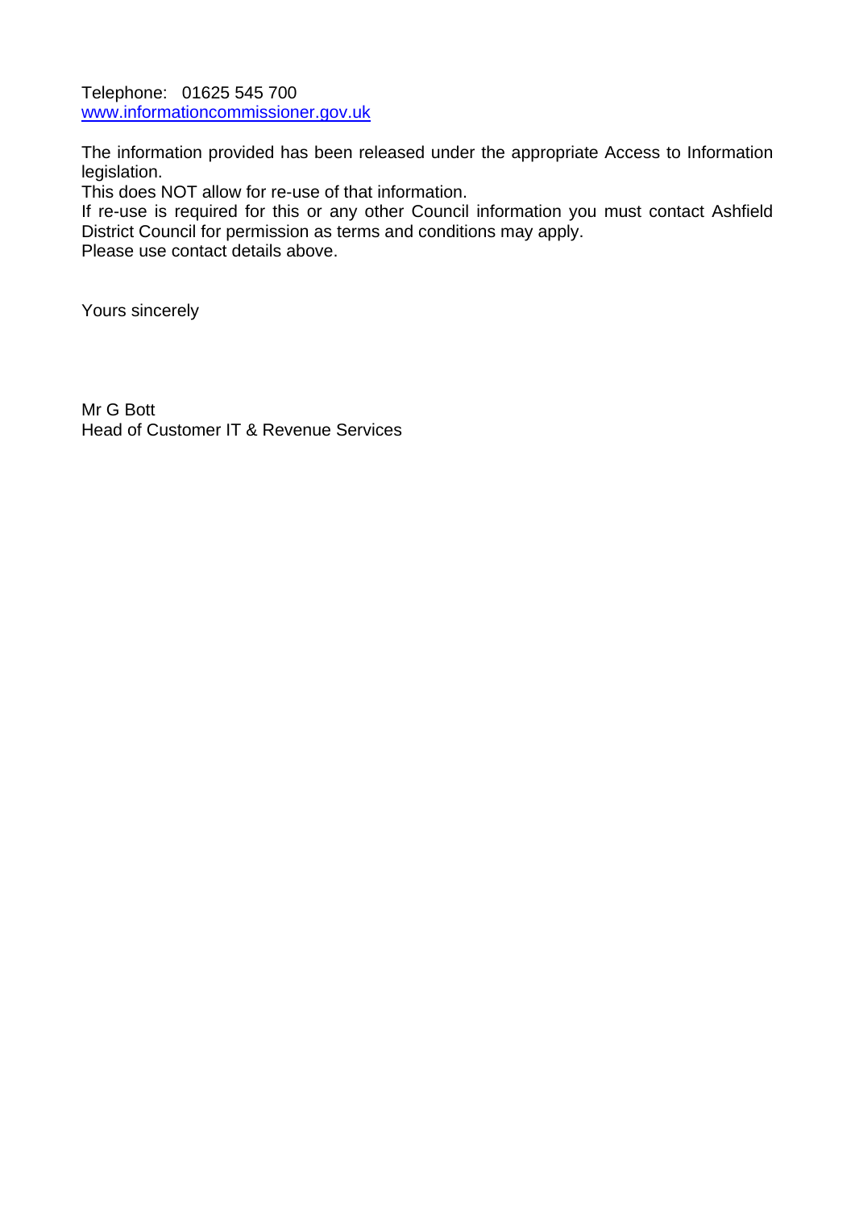Telephone: 01625 545 700
www.informationcommissioner.gov.uk

The information provided has been released under the appropriate Access to Information legislation.
This does NOT allow for re-use of that information.
If re-use is required for this or any other Council information you must contact Ashfield District Council for permission as terms and conditions may apply.
Please use contact details above.

Yours sincerely

Mr G Bott
Head of Customer IT & Revenue Services